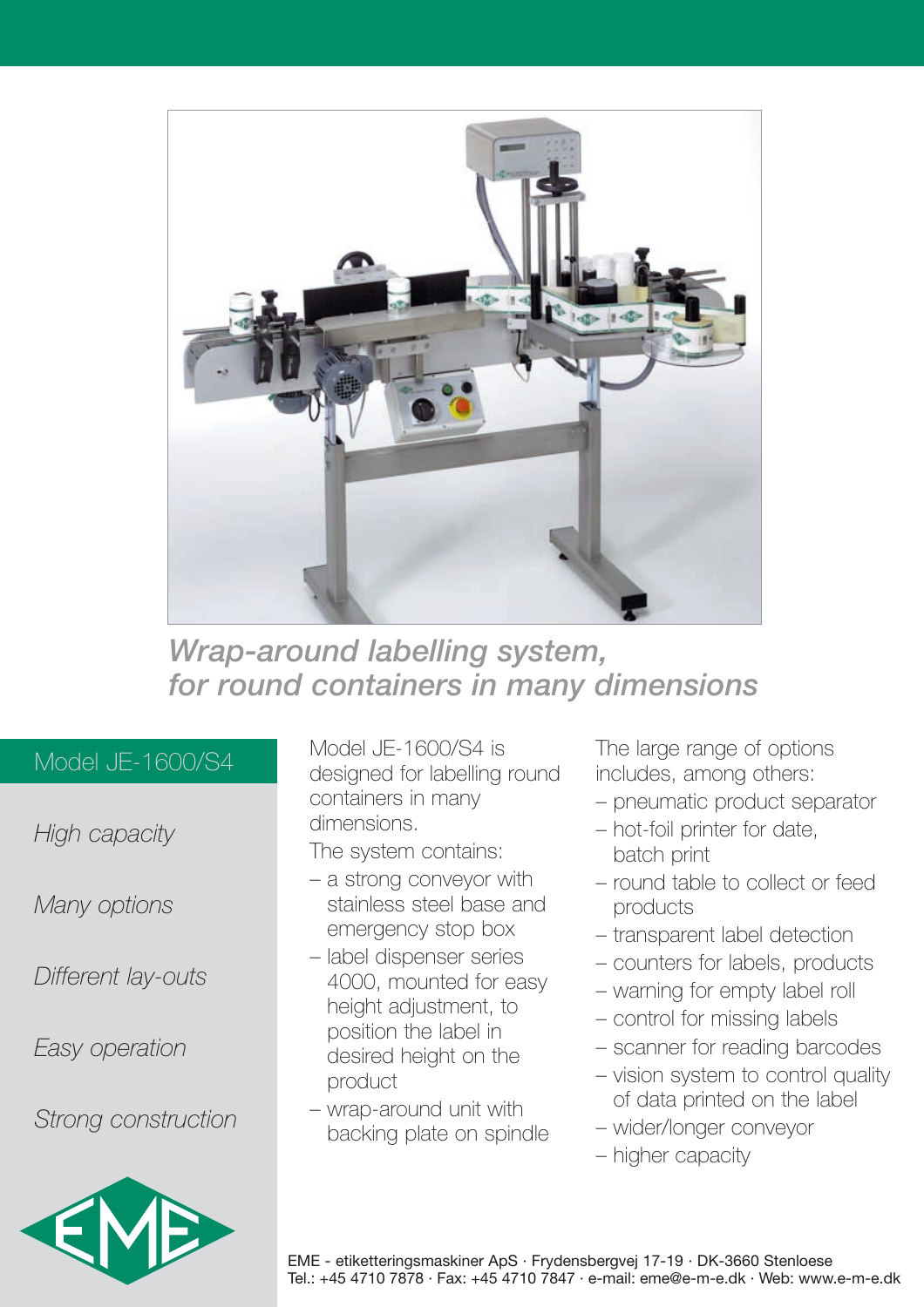## *Wrap-around labelling system, for round containers in many dimensions*

### Model JE-1600/S4

*High capacity*

*Many options*

*Different lay-outs*

*Easy operation*

*Strong construction*

Model JE-1600/S4 is designed for labelling round containers in many dimensions.

The system contains:

- a strong conveyor with stainless steel base and emergency stop box
- label dispenser series 4000, mounted for easy height adjustment, to position the label in desired height on the product
- wrap-around unit with backing plate on spindle

The large range of options includes, among others:

- pneumatic product separator
- hot-foil printer for date, batch print
- round table to collect or feed products
- transparent label detection
- counters for labels, products
- warning for empty label roll
- control for missing labels
- scanner for reading barcodes
- vision system to control quality of data printed on the label
- wider/longer conveyor
- higher capacity

EME

EME - etiketteringsmaskiner ApS · Frydensbergvej 17-19 · DK-3660 Stenloese
Tel.: +45 4710 7878 · Fax: +45 4710 7847 · e-mail: eme@e-m-e.dk · Web: www.e-m-e.dk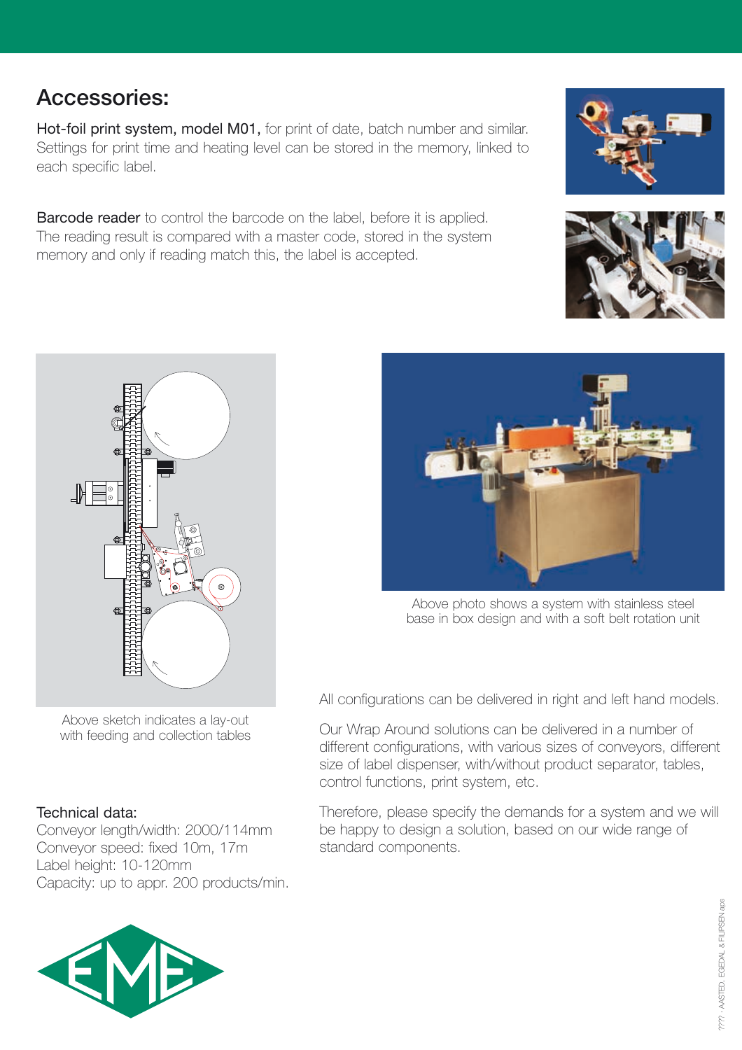## Accessories:

Hot-foil print system, model M01, for print of date, batch number and similar. Settings for print time and heating level can be stored in the memory, linked to each specific label.

Barcode reader to control the barcode on the label, before it is applied. The reading result is compared with a master code, stored in the system memory and only if reading match this, the label is accepted.

Above sketch indicates a lay-out with feeding and collection tables

Above photo shows a system with stainless steel base in box design and with a soft belt rotation unit

All configurations can be delivered in right and left hand models.

Our Wrap Around solutions can be delivered in a number of different configurations, with various sizes of conveyors, different size of label dispenser, with/without product separator, tables, control functions, print system, etc.

Therefore, please specify the demands for a system and we will be happy to design a solution, based on our wide range of standard components.

Technical data:
Conveyor length/width: 2000/114mm
Conveyor speed: fixed 10m, 17m
Label height: 10-120mm
Capacity: up to appr. 200 products/min.

EME

???? · AASTED, EGEDAL & FILIPSEN aps